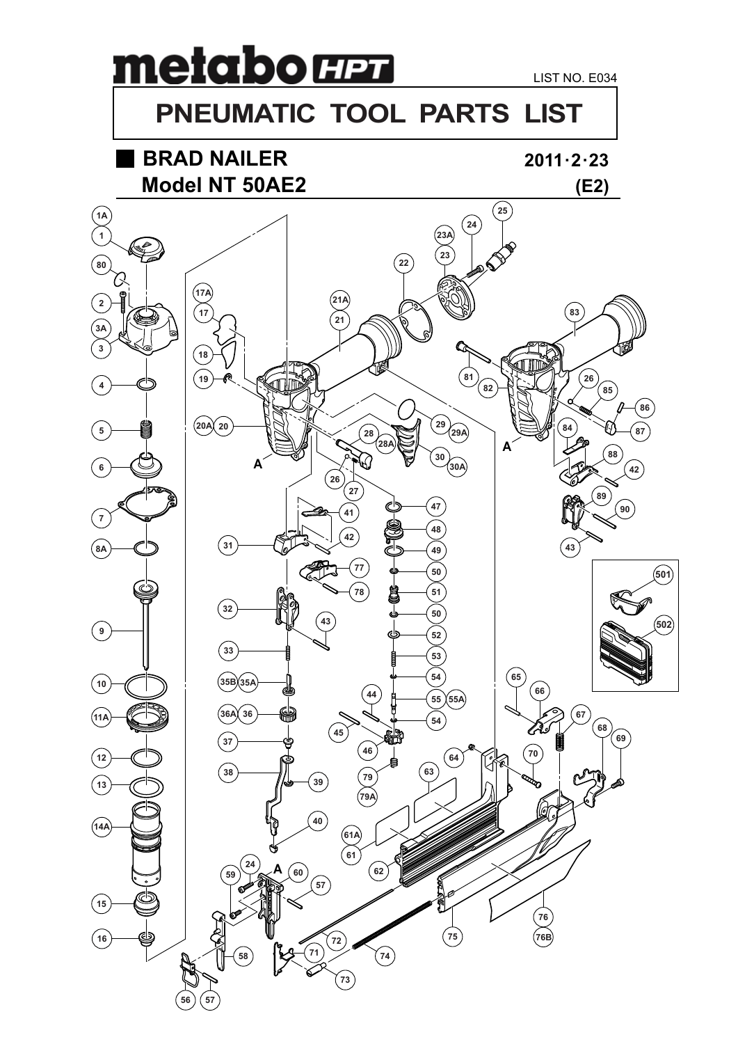# metabo HPT

LIST NO. E034

# PNEUMATIC TOOL PARTS LIST

## BRAD NAILER

**2011·2·23**

## Model NT 50AE2

**(E2)**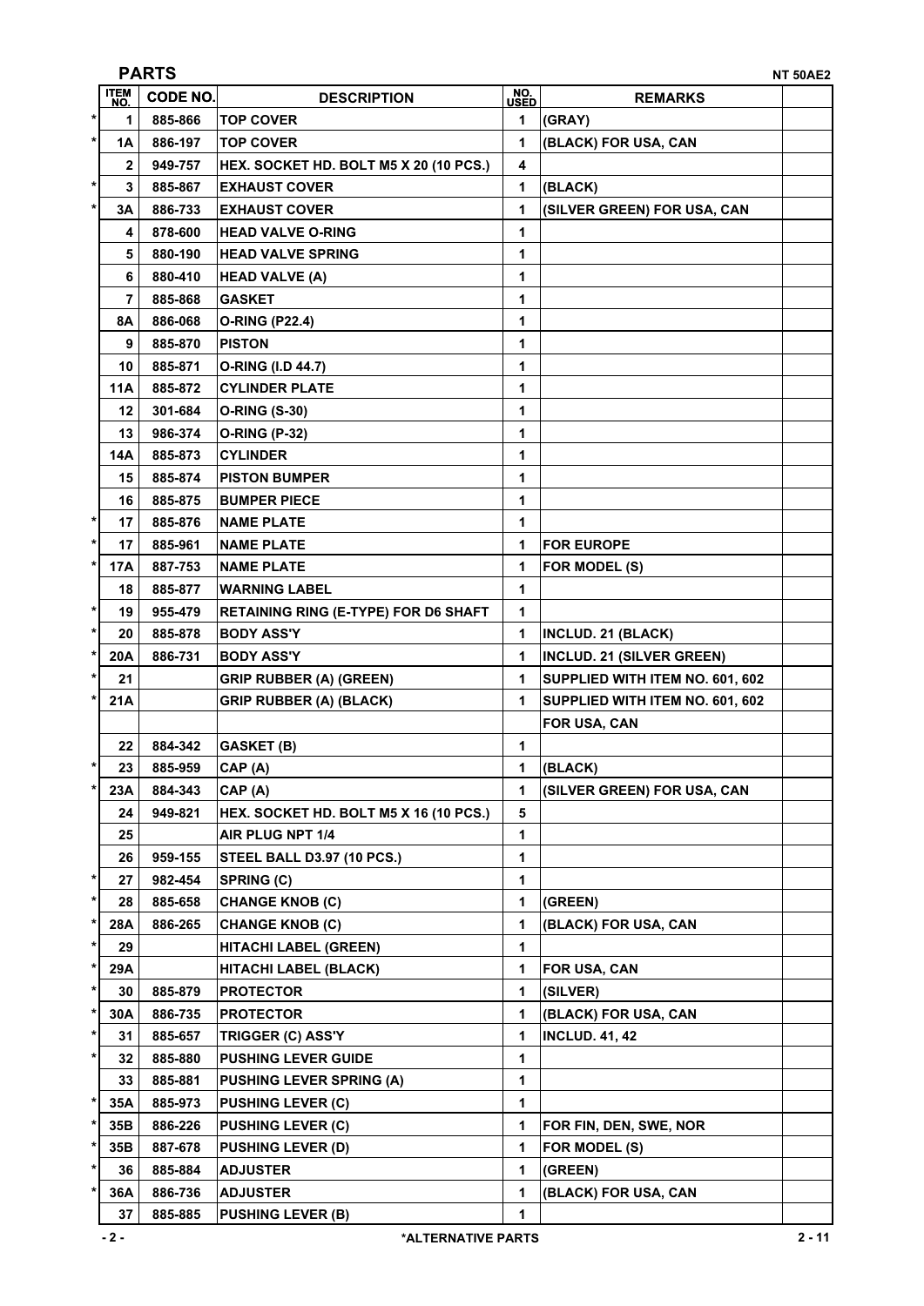## PARTS

NT 50AE2

| | ITEM NO. | CODE NO. | DESCRIPTION | NO. USED | REMARKS | |
|---|---|---|---|---|---|---|
| * | 1 | 885-866 | TOP COVER | 1 | (GRAY) | |
| * | 1A | 886-197 | TOP COVER | 1 | (BLACK) FOR USA, CAN | |
| | 2 | 949-757 | HEX. SOCKET HD. BOLT M5 X 20 (10 PCS.) | 4 | | |
| * | 3 | 885-867 | EXHAUST COVER | 1 | (BLACK) | |
| * | 3A | 886-733 | EXHAUST COVER | 1 | (SILVER GREEN) FOR USA, CAN | |
| | 4 | 878-600 | HEAD VALVE O-RING | 1 | | |
| | 5 | 880-190 | HEAD VALVE SPRING | 1 | | |
| | 6 | 880-410 | HEAD VALVE (A) | 1 | | |
| | 7 | 885-868 | GASKET | 1 | | |
| | 8A | 886-068 | O-RING (P22.4) | 1 | | |
| | 9 | 885-870 | PISTON | 1 | | |
| | 10 | 885-871 | O-RING (I.D 44.7) | 1 | | |
| | 11A | 885-872 | CYLINDER PLATE | 1 | | |
| | 12 | 301-684 | O-RING (S-30) | 1 | | |
| | 13 | 986-374 | O-RING (P-32) | 1 | | |
| | 14A | 885-873 | CYLINDER | 1 | | |
| | 15 | 885-874 | PISTON BUMPER | 1 | | |
| | 16 | 885-875 | BUMPER PIECE | 1 | | |
| * | 17 | 885-876 | NAME PLATE | 1 | | |
| * | 17 | 885-961 | NAME PLATE | 1 | FOR EUROPE | |
| * | 17A | 887-753 | NAME PLATE | 1 | FOR MODEL (S) | |
| | 18 | 885-877 | WARNING LABEL | 1 | | |
| * | 19 | 955-479 | RETAINING RING (E-TYPE) FOR D6 SHAFT | 1 | | |
| * | 20 | 885-878 | BODY ASS'Y | 1 | INCLUD. 21 (BLACK) | |
| * | 20A | 886-731 | BODY ASS'Y | 1 | INCLUD. 21 (SILVER GREEN) | |
| * | 21 | | GRIP RUBBER (A) (GREEN) | 1 | SUPPLIED WITH ITEM NO. 601, 602 | |
| * | 21A | | GRIP RUBBER (A) (BLACK) | 1 | SUPPLIED WITH ITEM NO. 601, 602 | |
| | | | | | FOR USA, CAN | |
| | 22 | 884-342 | GASKET (B) | 1 | | |
| * | 23 | 885-959 | CAP (A) | 1 | (BLACK) | |
| * | 23A | 884-343 | CAP (A) | 1 | (SILVER GREEN) FOR USA, CAN | |
| | 24 | 949-821 | HEX. SOCKET HD. BOLT M5 X 16 (10 PCS.) | 5 | | |
| | 25 | | AIR PLUG NPT 1/4 | 1 | | |
| | 26 | 959-155 | STEEL BALL D3.97 (10 PCS.) | 1 | | |
| * | 27 | 982-454 | SPRING (C) | 1 | | |
| * | 28 | 885-658 | CHANGE KNOB (C) | 1 | (GREEN) | |
| * | 28A | 886-265 | CHANGE KNOB (C) | 1 | (BLACK) FOR USA, CAN | |
| * | 29 | | HITACHI LABEL (GREEN) | 1 | | |
| * | 29A | | HITACHI LABEL (BLACK) | 1 | FOR USA, CAN | |
| * | 30 | 885-879 | PROTECTOR | 1 | (SILVER) | |
| * | 30A | 886-735 | PROTECTOR | 1 | (BLACK) FOR USA, CAN | |
| * | 31 | 885-657 | TRIGGER (C) ASS'Y | 1 | INCLUD. 41, 42 | |
| * | 32 | 885-880 | PUSHING LEVER GUIDE | 1 | | |
| | 33 | 885-881 | PUSHING LEVER SPRING (A) | 1 | | |
| * | 35A | 885-973 | PUSHING LEVER (C) | 1 | | |
| * | 35B | 886-226 | PUSHING LEVER (C) | 1 | FOR FIN, DEN, SWE, NOR | |
| * | 35B | 887-678 | PUSHING LEVER (D) | 1 | FOR MODEL (S) | |
| * | 36 | 885-884 | ADJUSTER | 1 | (GREEN) | |
| * | 36A | 886-736 | ADJUSTER | 1 | (BLACK) FOR USA, CAN | |
| | 37 | 885-885 | PUSHING LEVER (B) | 1 | | |

*ALTERNATIVE PARTS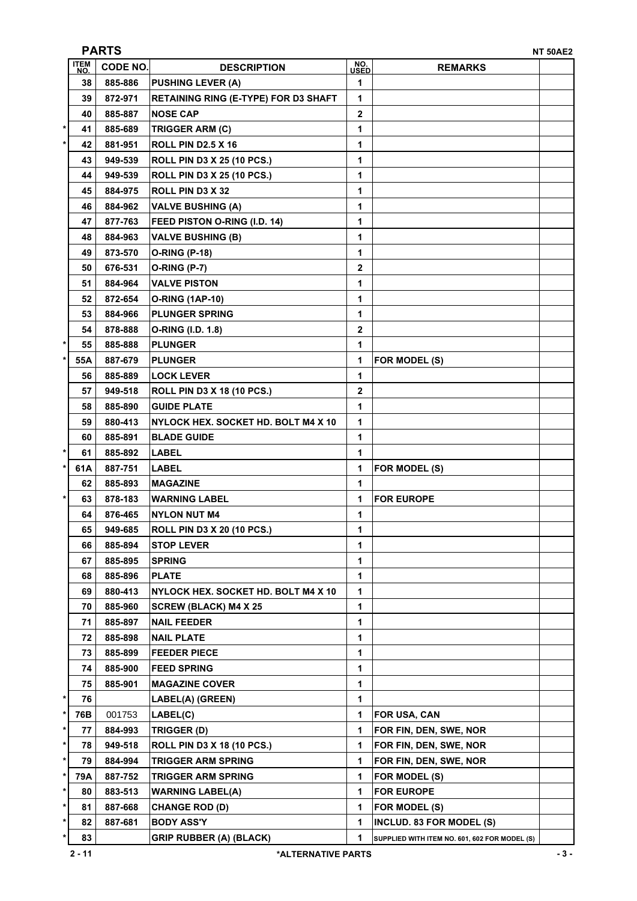## PARTS

NT 50AE2

| | ITEM NO. | CODE NO. | DESCRIPTION | NO. USED | REMARKS | |
|---|---|---|---|---|---|---|
| | 38 | 885-886 | PUSHING LEVER (A) | 1 | | |
| | 39 | 872-971 | RETAINING RING (E-TYPE) FOR D3 SHAFT | 1 | | |
| | 40 | 885-887 | NOSE CAP | 2 | | |
| * | 41 | 885-689 | TRIGGER ARM (C) | 1 | | |
| * | 42 | 881-951 | ROLL PIN D2.5 X 16 | 1 | | |
| | 43 | 949-539 | ROLL PIN D3 X 25 (10 PCS.) | 1 | | |
| | 44 | 949-539 | ROLL PIN D3 X 25 (10 PCS.) | 1 | | |
| | 45 | 884-975 | ROLL PIN D3 X 32 | 1 | | |
| | 46 | 884-962 | VALVE BUSHING (A) | 1 | | |
| | 47 | 877-763 | FEED PISTON O-RING (I.D. 14) | 1 | | |
| | 48 | 884-963 | VALVE BUSHING (B) | 1 | | |
| | 49 | 873-570 | O-RING (P-18) | 1 | | |
| | 50 | 676-531 | O-RING (P-7) | 2 | | |
| | 51 | 884-964 | VALVE PISTON | 1 | | |
| | 52 | 872-654 | O-RING (1AP-10) | 1 | | |
| | 53 | 884-966 | PLUNGER SPRING | 1 | | |
| | 54 | 878-888 | O-RING (I.D. 1.8) | 2 | | |
| * | 55 | 885-888 | PLUNGER | 1 | | |
| * | 55A | 887-679 | PLUNGER | 1 | FOR MODEL (S) | |
| | 56 | 885-889 | LOCK LEVER | 1 | | |
| | 57 | 949-518 | ROLL PIN D3 X 18 (10 PCS.) | 2 | | |
| | 58 | 885-890 | GUIDE PLATE | 1 | | |
| | 59 | 880-413 | NYLOCK HEX. SOCKET HD. BOLT M4 X 10 | 1 | | |
| | 60 | 885-891 | BLADE GUIDE | 1 | | |
| * | 61 | 885-892 | LABEL | 1 | | |
| * | 61A | 887-751 | LABEL | 1 | FOR MODEL (S) | |
| | 62 | 885-893 | MAGAZINE | 1 | | |
| * | 63 | 878-183 | WARNING LABEL | 1 | FOR EUROPE | |
| | 64 | 876-465 | NYLON NUT M4 | 1 | | |
| | 65 | 949-685 | ROLL PIN D3 X 20 (10 PCS.) | 1 | | |
| | 66 | 885-894 | STOP LEVER | 1 | | |
| | 67 | 885-895 | SPRING | 1 | | |
| | 68 | 885-896 | PLATE | 1 | | |
| | 69 | 880-413 | NYLOCK HEX. SOCKET HD. BOLT M4 X 10 | 1 | | |
| | 70 | 885-960 | SCREW (BLACK) M4 X 25 | 1 | | |
| | 71 | 885-897 | NAIL FEEDER | 1 | | |
| | 72 | 885-898 | NAIL PLATE | 1 | | |
| | 73 | 885-899 | FEEDER PIECE | 1 | | |
| | 74 | 885-900 | FEED SPRING | 1 | | |
| | 75 | 885-901 | MAGAZINE COVER | 1 | | |
| * | 76 | | LABEL(A) (GREEN) | 1 | | |
| * | 76B | 001753 | LABEL(C) | 1 | FOR USA, CAN | |
| * | 77 | 884-993 | TRIGGER (D) | 1 | FOR FIN, DEN, SWE, NOR | |
| * | 78 | 949-518 | ROLL PIN D3 X 18 (10 PCS.) | 1 | FOR FIN, DEN, SWE, NOR | |
| * | 79 | 884-994 | TRIGGER ARM SPRING | 1 | FOR FIN, DEN, SWE, NOR | |
| * | 79A | 887-752 | TRIGGER ARM SPRING | 1 | FOR MODEL (S) | |
| * | 80 | 883-513 | WARNING LABEL(A) | 1 | FOR EUROPE | |
| * | 81 | 887-668 | CHANGE ROD (D) | 1 | FOR MODEL (S) | |
| * | 82 | 887-681 | BODY ASS'Y | 1 | INCLUD. 83 FOR MODEL (S) | |
| * | 83 | | GRIP RUBBER (A) (BLACK) | 1 | SUPPLIED WITH ITEM NO. 601, 602 FOR MODEL (S) | |

2 - 11 *ALTERNATIVE PARTS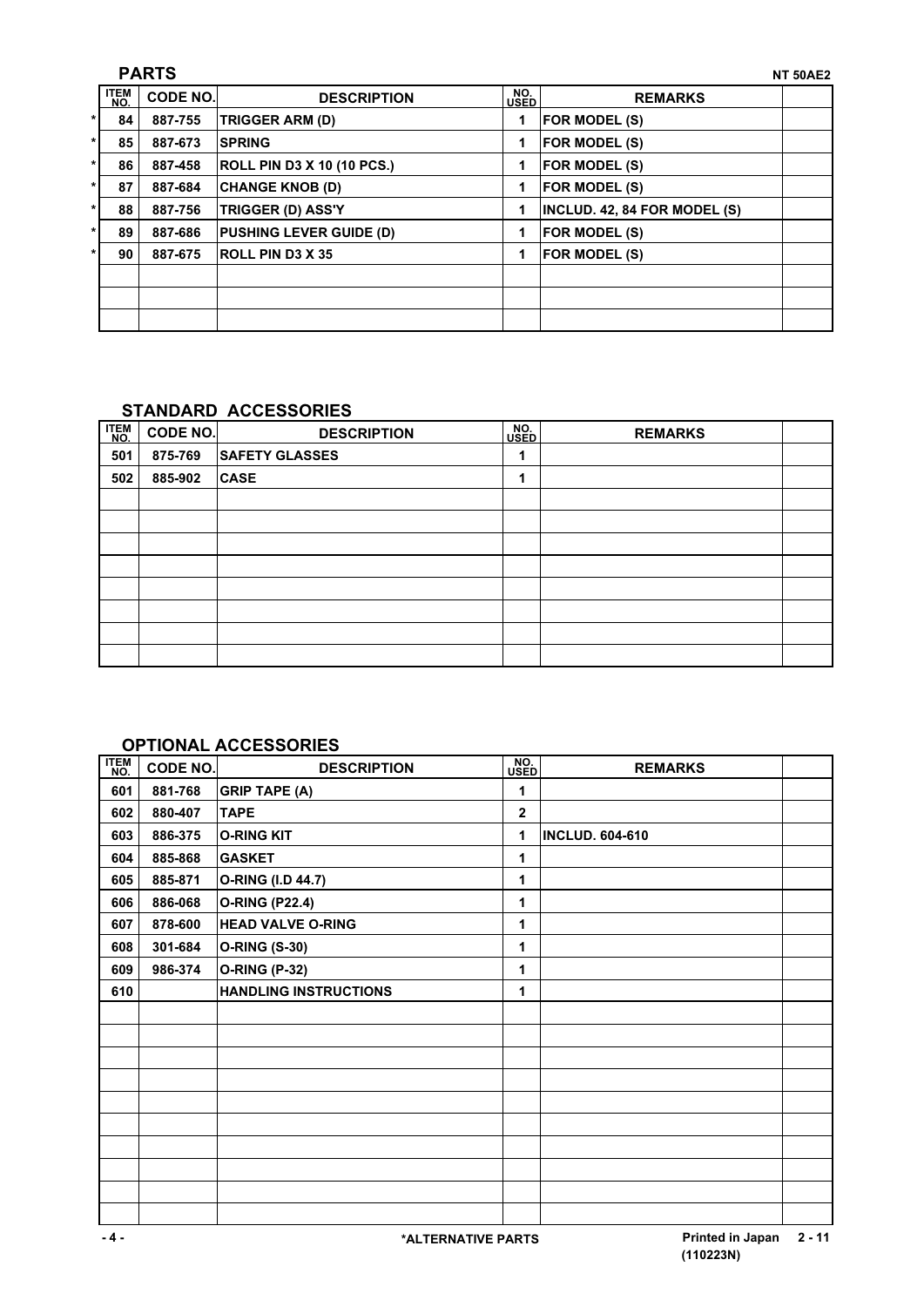## PARTS

| | ITEM NO. | CODE NO. | DESCRIPTION | NO. USED | REMARKS | |
|---|---|---|---|---|---|---|
| * | 84 | 887-755 | TRIGGER ARM (D) | 1 | FOR MODEL (S) | |
| * | 85 | 887-673 | SPRING | 1 | FOR MODEL (S) | |
| * | 86 | 887-458 | ROLL PIN D3 X 10 (10 PCS.) | 1 | FOR MODEL (S) | |
| * | 87 | 887-684 | CHANGE KNOB (D) | 1 | FOR MODEL (S) | |
| * | 88 | 887-756 | TRIGGER (D) ASS'Y | 1 | INCLUD. 42, 84 FOR MODEL (S) | |
| * | 89 | 887-686 | PUSHING LEVER GUIDE (D) | 1 | FOR MODEL (S) | |
| * | 90 | 887-675 | ROLL PIN D3 X 35 | 1 | FOR MODEL (S) | |

## STANDARD ACCESSORIES

| ITEM NO. | CODE NO. | DESCRIPTION | NO. USED | REMARKS | |
|---|---|---|---|---|---|
| 501 | 875-769 | SAFETY GLASSES | 1 | | |
| 502 | 885-902 | CASE | 1 | | |

## OPTIONAL ACCESSORIES

| ITEM NO. | CODE NO. | DESCRIPTION | NO. USED | REMARKS | |
|---|---|---|---|---|---|
| 601 | 881-768 | GRIP TAPE (A) | 1 | | |
| 602 | 880-407 | TAPE | 2 | | |
| 603 | 886-375 | O-RING KIT | 1 | INCLUD. 604-610 | |
| 604 | 885-868 | GASKET | 1 | | |
| 605 | 885-871 | O-RING (I.D 44.7) | 1 | | |
| 606 | 886-068 | O-RING (P22.4) | 1 | | |
| 607 | 878-600 | HEAD VALVE O-RING | 1 | | |
| 608 | 301-684 | O-RING (S-30) | 1 | | |
| 609 | 986-374 | O-RING (P-32) | 1 | | |
| 610 | | HANDLING INSTRUCTIONS | 1 | | |

*ALTERNATIVE PARTS

Printed in Japan (110223N)